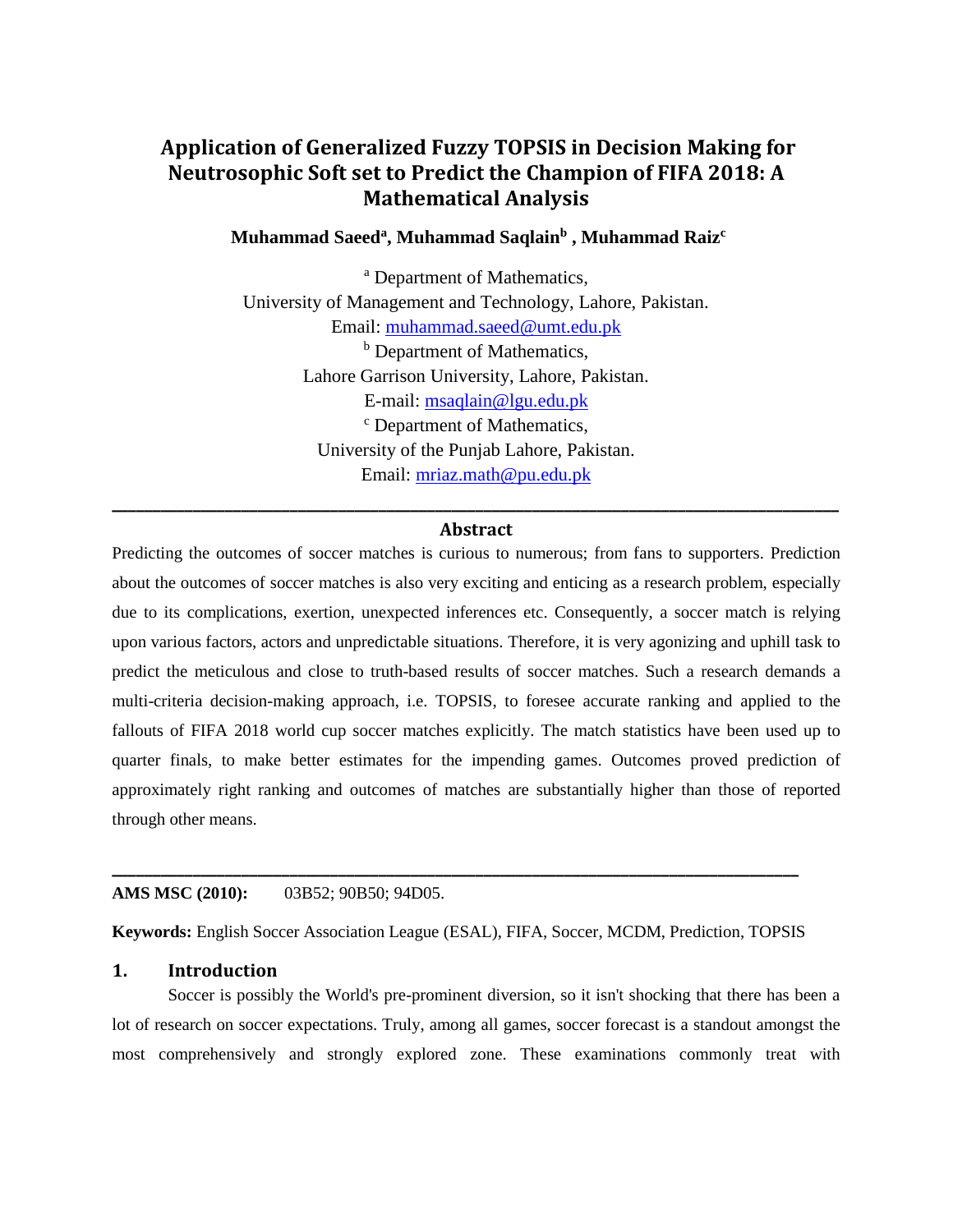# Application of Generalized Fuzzy TOPSIS in Decision Making for Neutrosophic Soft set to Predict the Champion of FIFA 2018: A Mathematical Analysis

**Muhammad Saeed[a], Muhammad Saqlain[b] , Muhammad Raiz[c]**

[a] Department of Mathematics,
University of Management and Technology, Lahore, Pakistan.
Email: muhammad.saeed@umt.edu.pk

[b] Department of Mathematics,
Lahore Garrison University, Lahore, Pakistan.
E-mail: msaqlain@lgu.edu.pk

[c] Department of Mathematics,
University of the Punjab Lahore, Pakistan.
Email: mriaz.math@pu.edu.pk

---

## Abstract

Predicting the outcomes of soccer matches is curious to numerous; from fans to supporters. Prediction about the outcomes of soccer matches is also very exciting and enticing as a research problem, especially due to its complications, exertion, unexpected inferences etc. Consequently, a soccer match is relying upon various factors, actors and unpredictable situations. Therefore, it is very agonizing and uphill task to predict the meticulous and close to truth-based results of soccer matches. Such a research demands a multi-criteria decision-making approach, i.e. TOPSIS, to foresee accurate ranking and applied to the fallouts of FIFA 2018 world cup soccer matches explicitly. The match statistics have been used up to quarter finals, to make better estimates for the impending games. Outcomes proved prediction of approximately right ranking and outcomes of matches are substantially higher than those of reported through other means.

---

**AMS MSC (2010):** 03B52; 90B50; 94D05.

**Keywords:** English Soccer Association League (ESAL), FIFA, Soccer, MCDM, Prediction, TOPSIS

## 1. Introduction

Soccer is possibly the World's pre-prominent diversion, so it isn't shocking that there has been a lot of research on soccer expectations. Truly, among all games, soccer forecast is a standout amongst the most comprehensively and strongly explored zone. These examinations commonly treat with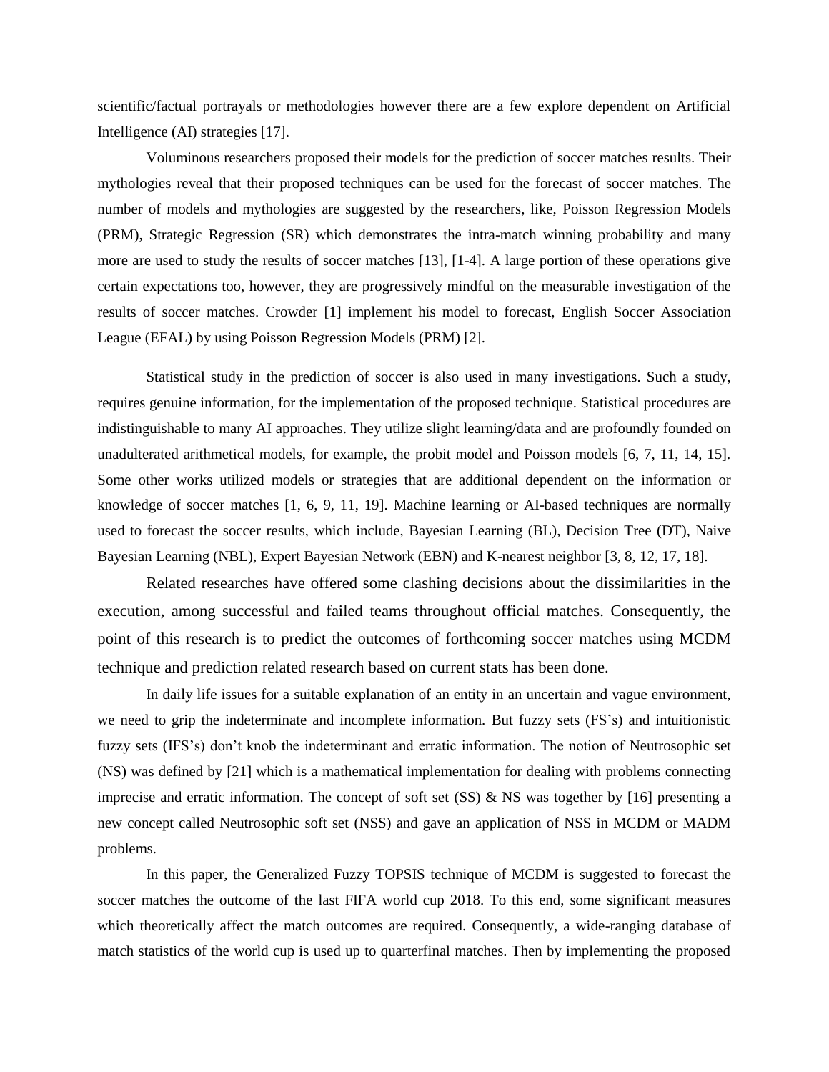scientific/factual portrayals or methodologies however there are a few explore dependent on Artificial Intelligence (AI) strategies [17].

Voluminous researchers proposed their models for the prediction of soccer matches results. Their mythologies reveal that their proposed techniques can be used for the forecast of soccer matches. The number of models and mythologies are suggested by the researchers, like, Poisson Regression Models (PRM), Strategic Regression (SR) which demonstrates the intra-match winning probability and many more are used to study the results of soccer matches [13], [1-4]. A large portion of these operations give certain expectations too, however, they are progressively mindful on the measurable investigation of the results of soccer matches. Crowder [1] implement his model to forecast, English Soccer Association League (EFAL) by using Poisson Regression Models (PRM) [2].

Statistical study in the prediction of soccer is also used in many investigations. Such a study, requires genuine information, for the implementation of the proposed technique. Statistical procedures are indistinguishable to many AI approaches. They utilize slight learning/data and are profoundly founded on unadulterated arithmetical models, for example, the probit model and Poisson models [6, 7, 11, 14, 15]. Some other works utilized models or strategies that are additional dependent on the information or knowledge of soccer matches [1, 6, 9, 11, 19]. Machine learning or AI-based techniques are normally used to forecast the soccer results, which include, Bayesian Learning (BL), Decision Tree (DT), Naive Bayesian Learning (NBL), Expert Bayesian Network (EBN) and K-nearest neighbor [3, 8, 12, 17, 18].

Related researches have offered some clashing decisions about the dissimilarities in the execution, among successful and failed teams throughout official matches. Consequently, the point of this research is to predict the outcomes of forthcoming soccer matches using MCDM technique and prediction related research based on current stats has been done.

In daily life issues for a suitable explanation of an entity in an uncertain and vague environment, we need to grip the indeterminate and incomplete information. But fuzzy sets (FS's) and intuitionistic fuzzy sets (IFS's) don't knob the indeterminant and erratic information. The notion of Neutrosophic set (NS) was defined by [21] which is a mathematical implementation for dealing with problems connecting imprecise and erratic information. The concept of soft set (SS) & NS was together by [16] presenting a new concept called Neutrosophic soft set (NSS) and gave an application of NSS in MCDM or MADM problems.

In this paper, the Generalized Fuzzy TOPSIS technique of MCDM is suggested to forecast the soccer matches the outcome of the last FIFA world cup 2018. To this end, some significant measures which theoretically affect the match outcomes are required. Consequently, a wide-ranging database of match statistics of the world cup is used up to quarterfinal matches. Then by implementing the proposed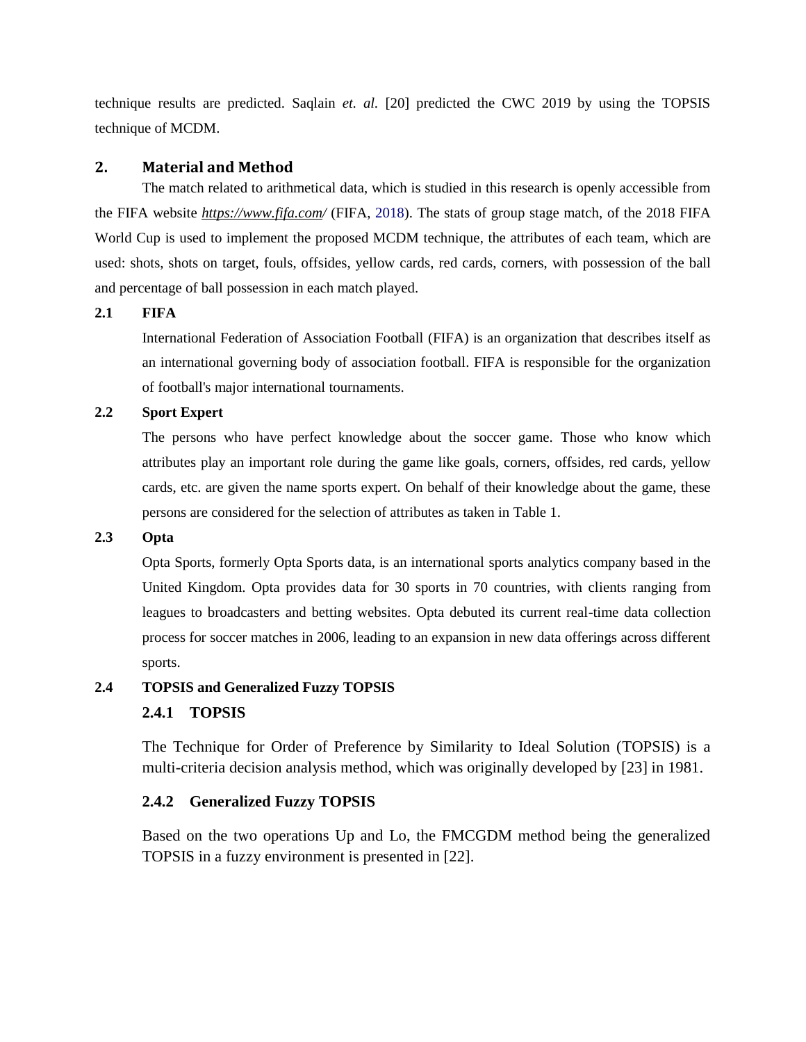technique results are predicted. Saqlain *et. al.* [20] predicted the CWC 2019 by using the TOPSIS technique of MCDM.

## 2. Material and Method

The match related to arithmetical data, which is studied in this research is openly accessible from the FIFA website *https://www.fifa.com/* (FIFA, 2018). The stats of group stage match, of the 2018 FIFA World Cup is used to implement the proposed MCDM technique, the attributes of each team, which are used: shots, shots on target, fouls, offsides, yellow cards, red cards, corners, with possession of the ball and percentage of ball possession in each match played.

### 2.1 FIFA

International Federation of Association Football (FIFA) is an organization that describes itself as an international governing body of association football. FIFA is responsible for the organization of football's major international tournaments.

### 2.2 Sport Expert

The persons who have perfect knowledge about the soccer game. Those who know which attributes play an important role during the game like goals, corners, offsides, red cards, yellow cards, etc. are given the name sports expert. On behalf of their knowledge about the game, these persons are considered for the selection of attributes as taken in Table 1.

### 2.3 Opta

Opta Sports, formerly Opta Sports data, is an international sports analytics company based in the United Kingdom. Opta provides data for 30 sports in 70 countries, with clients ranging from leagues to broadcasters and betting websites. Opta debuted its current real-time data collection process for soccer matches in 2006, leading to an expansion in new data offerings across different sports.

### 2.4 TOPSIS and Generalized Fuzzy TOPSIS

#### 2.4.1 TOPSIS

The Technique for Order of Preference by Similarity to Ideal Solution (TOPSIS) is a multi-criteria decision analysis method, which was originally developed by [23] in 1981.

#### 2.4.2 Generalized Fuzzy TOPSIS

Based on the two operations Up and Lo, the FMCGDM method being the generalized TOPSIS in a fuzzy environment is presented in [22].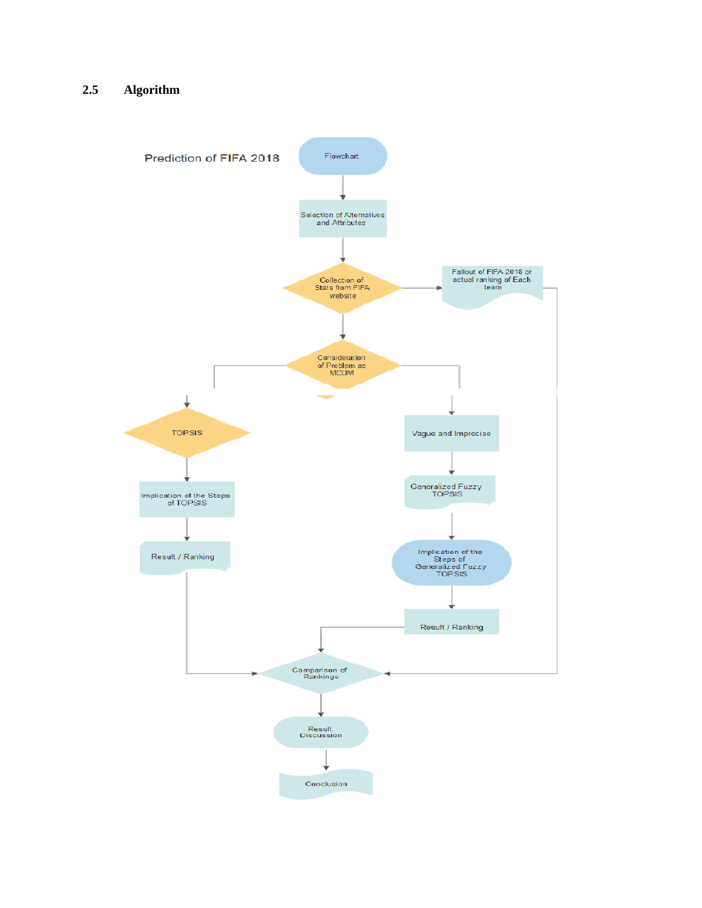## 2.5 Algorithm

Prediction of FIFA 2018

Flowchart

Selection of Alternatives and Attributes

Collection of Stats from FIFA website

Fallout of FIFA 2018 or actual ranking of Each team

Consideration of Problem as MCDM

TOPSIS

Implication of the Steps of TOPSIS

Result / Ranking

Vague and Imprecise

Generalized Fuzzy TOPSIS

Implication of the Steps of Generalized Fuzzy TOPSIS

Result / Ranking

Comparison of Rankings

Result Discussion

Conclusion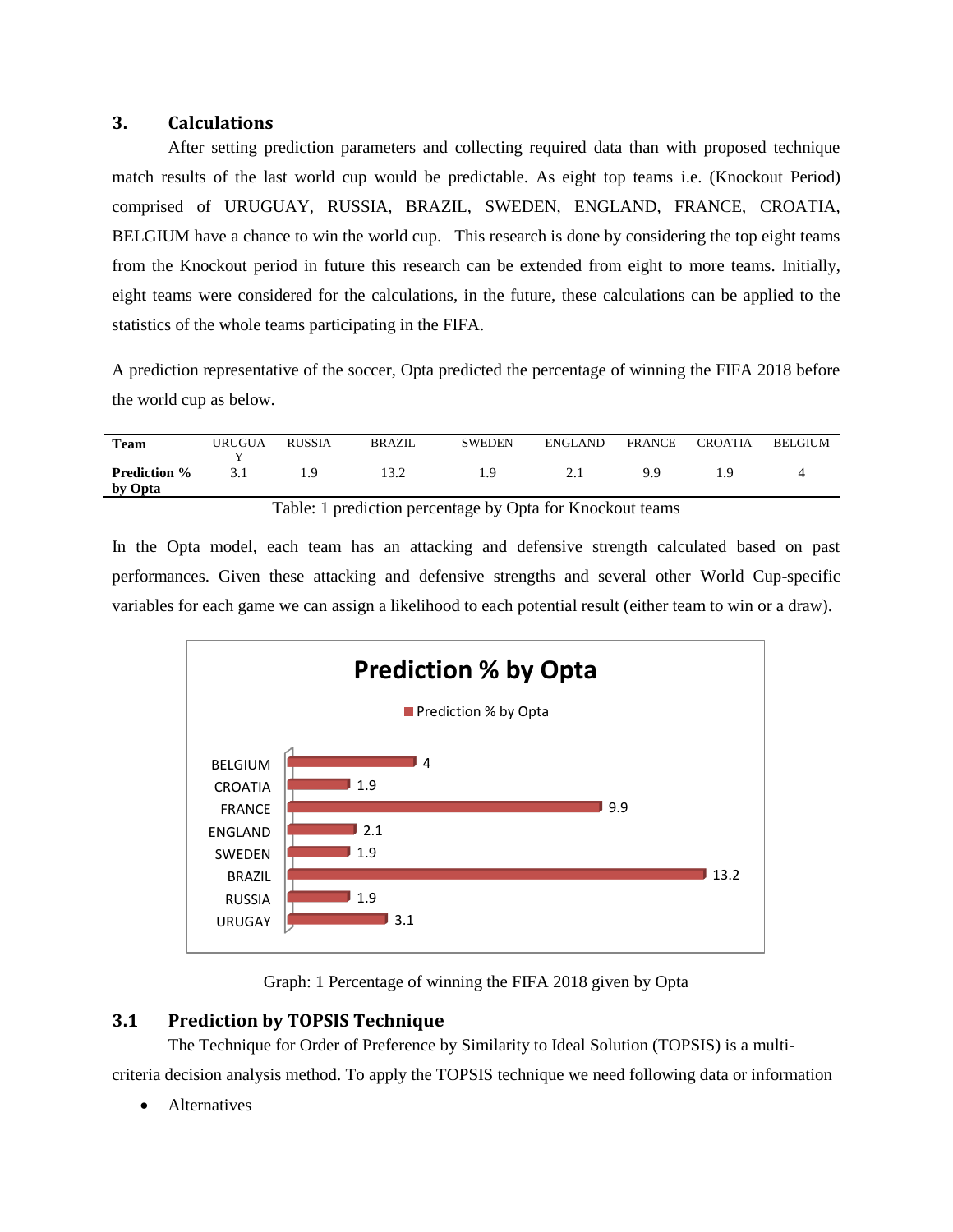## 3. Calculations

After setting prediction parameters and collecting required data than with proposed technique match results of the last world cup would be predictable. As eight top teams i.e. (Knockout Period) comprised of URUGUAY, RUSSIA, BRAZIL, SWEDEN, ENGLAND, FRANCE, CROATIA, BELGIUM have a chance to win the world cup. This research is done by considering the top eight teams from the Knockout period in future this research can be extended from eight to more teams. Initially, eight teams were considered for the calculations, in the future, these calculations can be applied to the statistics of the whole teams participating in the FIFA.

A prediction representative of the soccer, Opta predicted the percentage of winning the FIFA 2018 before the world cup as below.

| **Team** | URUGUAY | RUSSIA | BRAZIL | SWEDEN | ENGLAND | FRANCE | CROATIA | BELGIUM |
|---|---|---|---|---|---|---|---|---|
| **Prediction % by Opta** | 3.1 | 1.9 | 13.2 | 1.9 | 2.1 | 9.9 | 1.9 | 4 |

Table: 1 prediction percentage by Opta for Knockout teams

In the Opta model, each team has an attacking and defensive strength calculated based on past performances. Given these attacking and defensive strengths and several other World Cup-specific variables for each game we can assign a likelihood to each potential result (either team to win or a draw).

Graph: 1 Percentage of winning the FIFA 2018 given by Opta

### 3.1 Prediction by TOPSIS Technique

The Technique for Order of Preference by Similarity to Ideal Solution (TOPSIS) is a multi-criteria decision analysis method. To apply the TOPSIS technique we need following data or information

- Alternatives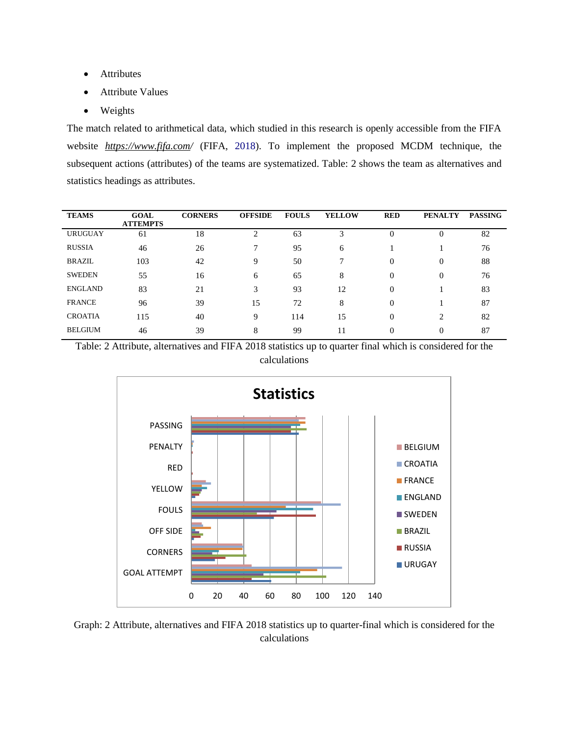- Attributes
- Attribute Values
- Weights

The match related to arithmetical data, which studied in this research is openly accessible from the FIFA website *https://www.fifa.com/* (FIFA, 2018). To implement the proposed MCDM technique, the subsequent actions (attributes) of the teams are systematized. Table: 2 shows the team as alternatives and statistics headings as attributes.

| TEAMS | GOAL ATTEMPTS | CORNERS | OFFSIDE | FOULS | YELLOW | RED | PENALTY | PASSING |
|---|---|---|---|---|---|---|---|---|
| URUGUAY | 61 | 18 | 2 | 63 | 3 | 0 | 0 | 82 |
| RUSSIA | 46 | 26 | 7 | 95 | 6 | 1 | 1 | 76 |
| BRAZIL | 103 | 42 | 9 | 50 | 7 | 0 | 0 | 88 |
| SWEDEN | 55 | 16 | 6 | 65 | 8 | 0 | 0 | 76 |
| ENGLAND | 83 | 21 | 3 | 93 | 12 | 0 | 1 | 83 |
| FRANCE | 96 | 39 | 15 | 72 | 8 | 0 | 1 | 87 |
| CROATIA | 115 | 40 | 9 | 114 | 15 | 0 | 2 | 82 |
| BELGIUM | 46 | 39 | 8 | 99 | 11 | 0 | 0 | 87 |

Table: 2 Attribute, alternatives and FIFA 2018 statistics up to quarter final which is considered for the calculations

Graph: 2 Attribute, alternatives and FIFA 2018 statistics up to quarter-final which is considered for the calculations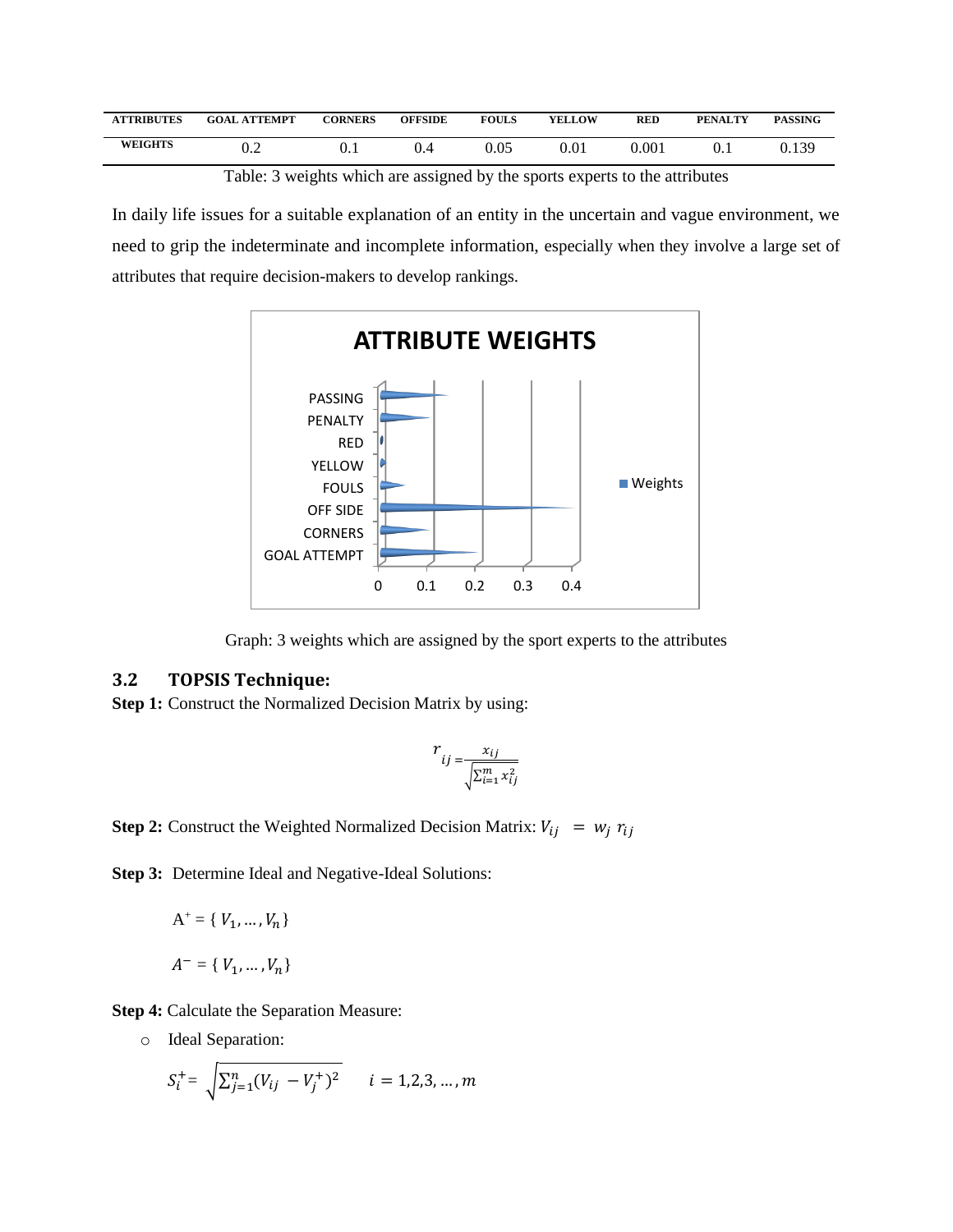| ATTRIBUTES | GOAL ATTEMPT | CORNERS | OFFSIDE | FOULS | YELLOW | RED | PENALTY | PASSING |
|---|---|---|---|---|---|---|---|---|
| WEIGHTS | 0.2 | 0.1 | 0.4 | 0.05 | 0.01 | 0.001 | 0.1 | 0.139 |

Table: 3 weights which are assigned by the sports experts to the attributes

In daily life issues for a suitable explanation of an entity in the uncertain and vague environment, we need to grip the indeterminate and incomplete information, especially when they involve a large set of attributes that require decision-makers to develop rankings.

Graph: 3 weights which are assigned by the sport experts to the attributes

### 3.2 TOPSIS Technique:

**Step 1:** Construct the Normalized Decision Matrix by using:

$$r_{ij} = \frac{x_{ij}}{\sqrt{\sum_{i=1}^{m} x_{ij}^2}}$$

**Step 2:** Construct the Weighted Normalized Decision Matrix: $V_{ij} = w_j \, r_{ij}$

**Step 3:** Determine Ideal and Negative-Ideal Solutions:

$$A^{+} = \{ V_1, \ldots, V_n \}$$

$$A^{-} = \{ V_1, \ldots, V_n \}$$

**Step 4:** Calculate the Separation Measure:

- Ideal Separation:

$$S_i^{+} = \sqrt{\sum_{j=1}^{n} (V_{ij} - V_j^{+})^2} \qquad i = 1,2,3,\ldots,m$$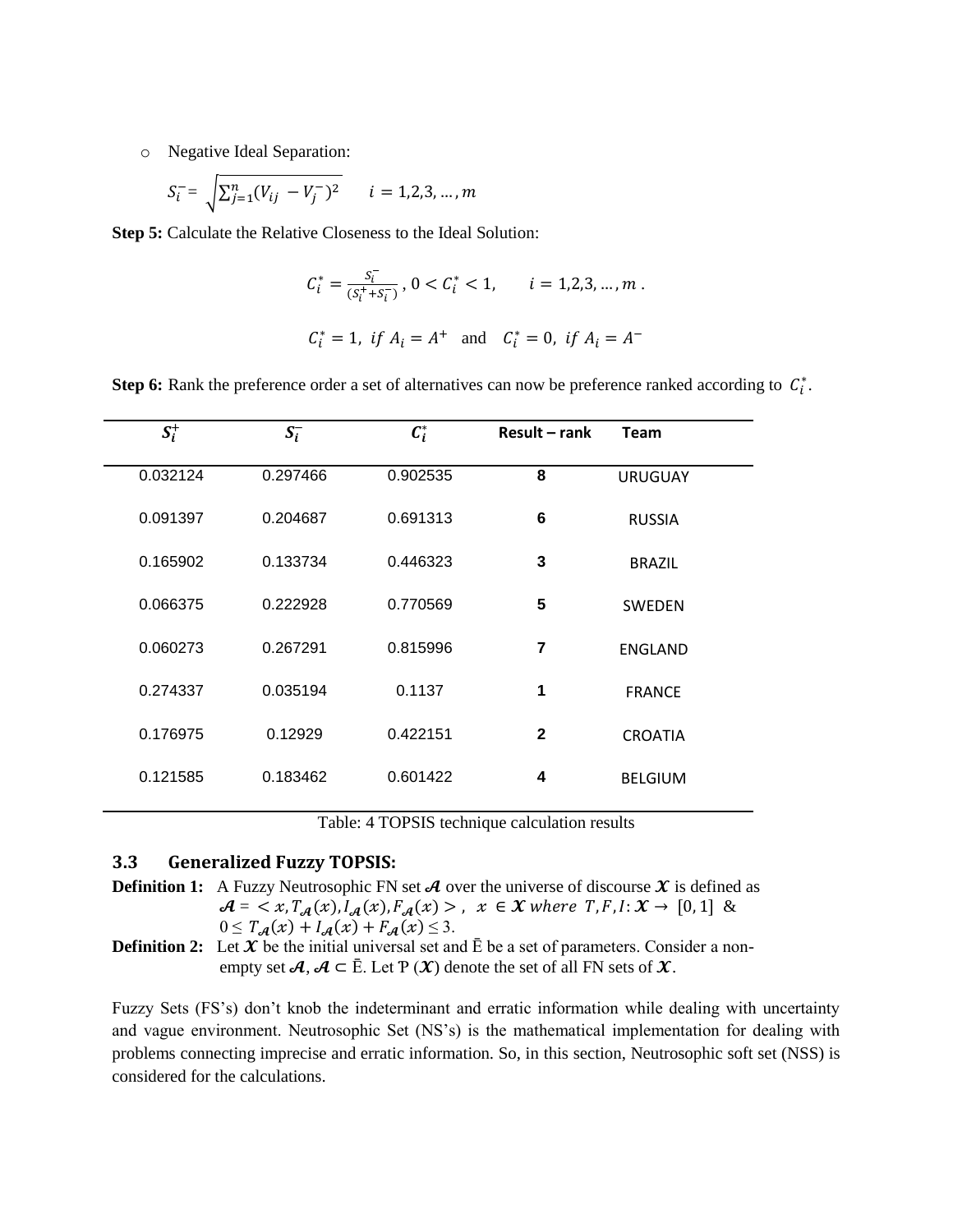- Negative Ideal Separation:

$$S_i^- = \sqrt{\sum_{j=1}^{n}(V_{ij} - V_j^-)^2} \qquad i = 1,2,3, \dots, m$$

**Step 5:** Calculate the Relative Closeness to the Ideal Solution:

$$C_i^* = \frac{S_i^-}{(S_i^+ + S_i^-)}, \; 0 < C_i^* < 1, \qquad i = 1,2,3, \dots, m \, .$$

$$C_i^* = 1, \; if \; A_i = A^+ \quad \text{and} \quad C_i^* = 0, \; if \; A_i = A^-$$

**Step 6:** Rank the preference order a set of alternatives can now be preference ranked according to $C_i^*$.

| $S_i^+$ | $S_i^-$ | $C_i^*$ | **Result – rank** | **Team** |
|---|---|---|---|---|
| 0.032124 | 0.297466 | 0.902535 | **8** | URUGUAY |
| 0.091397 | 0.204687 | 0.691313 | **6** | RUSSIA |
| 0.165902 | 0.133734 | 0.446323 | **3** | BRAZIL |
| 0.066375 | 0.222928 | 0.770569 | **5** | SWEDEN |
| 0.060273 | 0.267291 | 0.815996 | **7** | ENGLAND |
| 0.274337 | 0.035194 | 0.1137 | **1** | FRANCE |
| 0.176975 | 0.12929 | 0.422151 | **2** | CROATIA |
| 0.121585 | 0.183462 | 0.601422 | **4** | BELGIUM |

Table: 4 TOPSIS technique calculation results

### 3.3 Generalized Fuzzy TOPSIS:

**Definition 1:** A Fuzzy Neutrosophic FN set $\mathcal{A}$ over the universe of discourse $\mathcal{X}$ is defined as $\mathcal{A} = < x, T_{\mathcal{A}}(x), I_{\mathcal{A}}(x), F_{\mathcal{A}}(x) >, \; x \in \mathcal{X} \; where \; T, F, I: \mathcal{X} \rightarrow [0, 1]$ & $0 \leq T_{\mathcal{A}}(x) + I_{\mathcal{A}}(x) + F_{\mathcal{A}}(x) \leq 3$.

**Definition 2:** Let $\mathcal{X}$ be the initial universal set and $\bar{E}$ be a set of parameters. Consider a non-empty set $\mathcal{A}, \mathcal{A} \subset \bar{E}$. Let $\mathrm{P}(\mathcal{X})$ denote the set of all FN sets of $\mathcal{X}$.

Fuzzy Sets (FS's) don't knob the indeterminant and erratic information while dealing with uncertainty and vague environment. Neutrosophic Set (NS's) is the mathematical implementation for dealing with problems connecting imprecise and erratic information. So, in this section, Neutrosophic soft set (NSS) is considered for the calculations.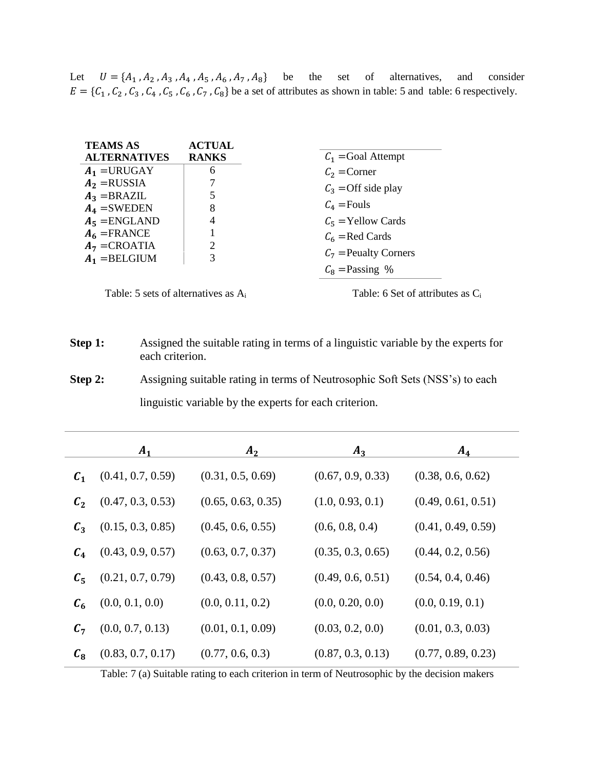Let $U = \{A_1, A_2, A_3, A_4, A_5, A_6, A_7, A_8\}$ be the set of alternatives, and consider $E = \{C_1, C_2, C_3, C_4, C_5, C_6, C_7, C_8\}$ be a set of attributes as shown in table: 5 and table: 6 respectively.

| TEAMS AS ALTERNATIVES | ACTUAL RANKS |
|---|---|
| $A_1$ =URUGAY | 6 |
| $A_2$ =RUSSIA | 7 |
| $A_3$ =BRAZIL | 5 |
| $A_4$ =SWEDEN | 8 |
| $A_5$ =ENGLAND | 4 |
| $A_6$ =FRANCE | 1 |
| $A_7$ =CROATIA | 2 |
| $A_1$ =BELGIUM | 3 |

Table: 5 sets of alternatives as $A_i$

| |
|---|
| $C_1$ =Goal Attempt |
| $C_2$ =Corner |
| $C_3$ =Off side play |
| $C_4$ =Fouls |
| $C_5$ =Yellow Cards |
| $C_6$ =Red Cards |
| $C_7$ =Peualty Corners |
| $C_8$ =Passing % |

Table: 6 Set of attributes as $C_i$

**Step 1:** Assigned the suitable rating in terms of a linguistic variable by the experts for each criterion.

**Step 2:** Assigning suitable rating in terms of Neutrosophic Soft Sets (NSS's) to each linguistic variable by the experts for each criterion.

| | $A_1$ | $A_2$ | $A_3$ | $A_4$ |
|---|---|---|---|---|
| $C_1$ | (0.41, 0.7, 0.59) | (0.31, 0.5, 0.69) | (0.67, 0.9, 0.33) | (0.38, 0.6, 0.62) |
| $C_2$ | (0.47, 0.3, 0.53) | (0.65, 0.63, 0.35) | (1.0, 0.93, 0.1) | (0.49, 0.61, 0.51) |
| $C_3$ | (0.15, 0.3, 0.85) | (0.45, 0.6, 0.55) | (0.6, 0.8, 0.4) | (0.41, 0.49, 0.59) |
| $C_4$ | (0.43, 0.9, 0.57) | (0.63, 0.7, 0.37) | (0.35, 0.3, 0.65) | (0.44, 0.2, 0.56) |
| $C_5$ | (0.21, 0.7, 0.79) | (0.43, 0.8, 0.57) | (0.49, 0.6, 0.51) | (0.54, 0.4, 0.46) |
| $C_6$ | (0.0, 0.1, 0.0) | (0.0, 0.11, 0.2) | (0.0, 0.20, 0.0) | (0.0, 0.19, 0.1) |
| $C_7$ | (0.0, 0.7, 0.13) | (0.01, 0.1, 0.09) | (0.03, 0.2, 0.0) | (0.01, 0.3, 0.03) |
| $C_8$ | (0.83, 0.7, 0.17) | (0.77, 0.6, 0.3) | (0.87, 0.3, 0.13) | (0.77, 0.89, 0.23) |

Table: 7 (a) Suitable rating to each criterion in term of Neutrosophic by the decision makers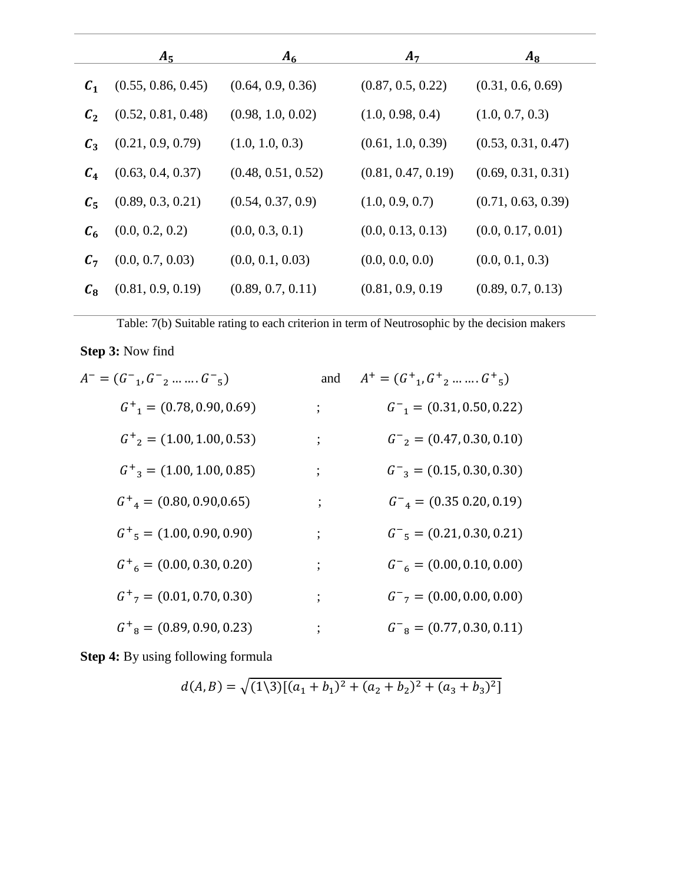|  | $A_5$ | $A_6$ | $A_7$ | $A_8$ |
|---|---|---|---|---|
| $C_1$ | (0.55, 0.86, 0.45) | (0.64, 0.9, 0.36) | (0.87, 0.5, 0.22) | (0.31, 0.6, 0.69) |
| $C_2$ | (0.52, 0.81, 0.48) | (0.98, 1.0, 0.02) | (1.0, 0.98, 0.4) | (1.0, 0.7, 0.3) |
| $C_3$ | (0.21, 0.9, 0.79) | (1.0, 1.0, 0.3) | (0.61, 1.0, 0.39) | (0.53, 0.31, 0.47) |
| $C_4$ | (0.63, 0.4, 0.37) | (0.48, 0.51, 0.52) | (0.81, 0.47, 0.19) | (0.69, 0.31, 0.31) |
| $C_5$ | (0.89, 0.3, 0.21) | (0.54, 0.37, 0.9) | (1.0, 0.9, 0.7) | (0.71, 0.63, 0.39) |
| $C_6$ | (0.0, 0.2, 0.2) | (0.0, 0.3, 0.1) | (0.0, 0.13, 0.13) | (0.0, 0.17, 0.01) |
| $C_7$ | (0.0, 0.7, 0.03) | (0.0, 0.1, 0.03) | (0.0, 0.0, 0.0) | (0.0, 0.1, 0.3) |
| $C_8$ | (0.81, 0.9, 0.19) | (0.89, 0.7, 0.11) | (0.81, 0.9, 0.19 | (0.89, 0.7, 0.13) |

Table: 7(b) Suitable rating to each criterion in term of Neutrosophic by the decision makers

**Step 3:** Now find

$A^- = (G^-{}_1, G^-{}_2 \dots \dots G^-{}_5)$ and $A^+ = (G^+{}_1, G^+{}_2 \dots \dots G^+{}_5)$

$G^+{}_1 = (0.78, 0.90, 0.69)$ ; $G^-{}_1 = (0.31, 0.50, 0.22)$

$G^+{}_2 = (1.00, 1.00, 0.53)$ ; $G^-{}_2 = (0.47, 0.30, 0.10)$

$G^+{}_3 = (1.00, 1.00, 0.85)$ ; $G^-{}_3 = (0.15, 0.30, 0.30)$

$G^+{}_4 = (0.80, 0.90, 0.65)$ ; $G^-{}_4 = (0.35\ 0.20, 0.19)$

$G^+{}_5 = (1.00, 0.90, 0.90)$ ; $G^-{}_5 = (0.21, 0.30, 0.21)$

$G^+{}_6 = (0.00, 0.30, 0.20)$ ; $G^-{}_6 = (0.00, 0.10, 0.00)$

$G^+{}_7 = (0.01, 0.70, 0.30)$ ; $G^-{}_7 = (0.00, 0.00, 0.00)$

$G^+{}_8 = (0.89, 0.90, 0.23)$ ; $G^-{}_8 = (0.77, 0.30, 0.11)$

**Step 4:** By using following formula

$$d(A, B) = \sqrt{(1\backslash 3)[(a_1 + b_1)^2 + (a_2 + b_2)^2 + (a_3 + b_3)^2]}$$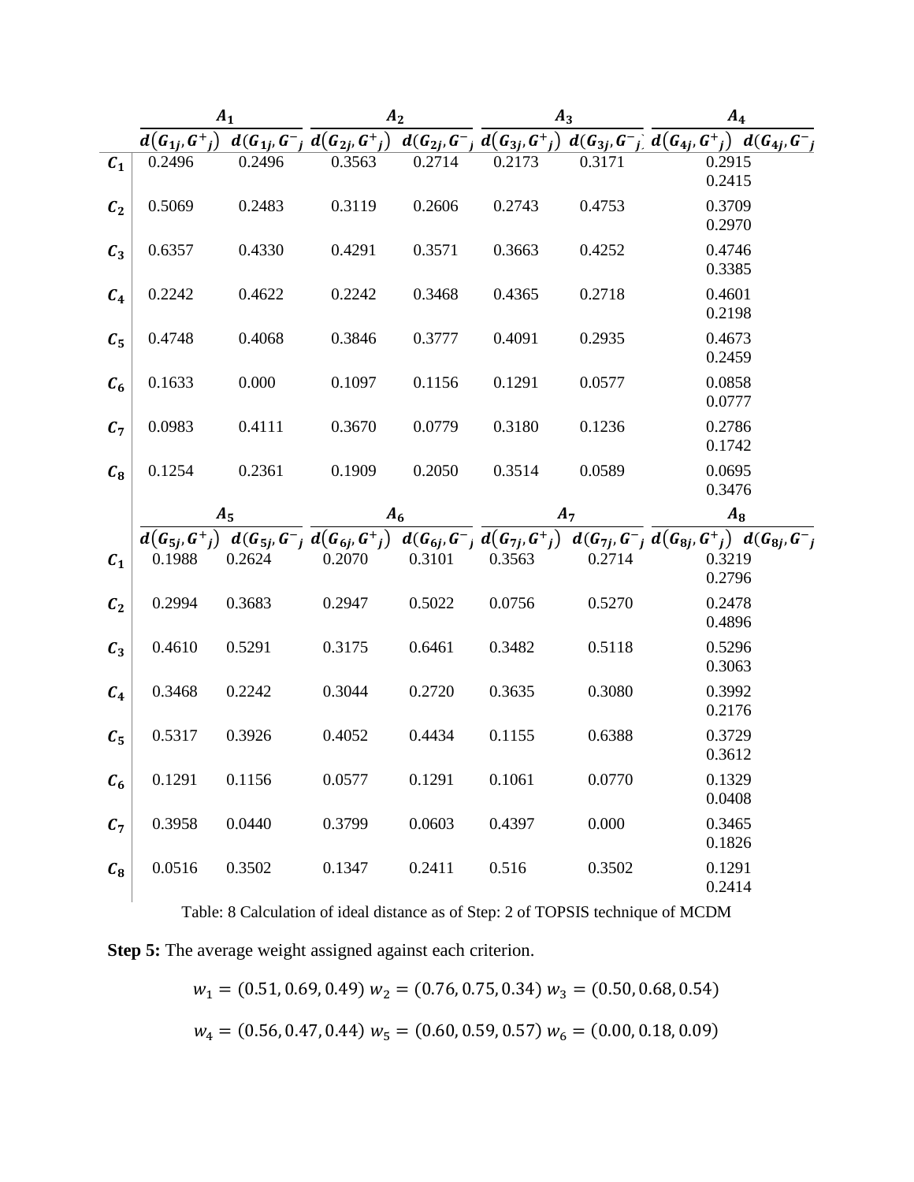|  | $A_1$ |  | $A_2$ |  | $A_3$ |  | $A_4$ |  |
|---|---|---|---|---|---|---|---|---|
|  | $d(G_{1j}, G^+{}_j)$ | $d(G_{1j}, G^-{}_j$ | $d(G_{2j}, G^+{}_j)$ | $d(G_{2j}, G^-{}_j$ | $d(G_{3j}, G^+{}_j)$ | $d(G_{3j}, G^-{}_j$ | $d(G_{4j}, G^+{}_j)$ | $d(G_{4j}, G^-{}_j$ |
| $C_1$ | 0.2496 | 0.2496 | 0.3563 | 0.2714 | 0.2173 | 0.3171 | 0.2915 | 0.2415 |
| $C_2$ | 0.5069 | 0.2483 | 0.3119 | 0.2606 | 0.2743 | 0.4753 | 0.3709 | 0.2970 |
| $C_3$ | 0.6357 | 0.4330 | 0.4291 | 0.3571 | 0.3663 | 0.4252 | 0.4746 | 0.3385 |
| $C_4$ | 0.2242 | 0.4622 | 0.2242 | 0.3468 | 0.4365 | 0.2718 | 0.4601 | 0.2198 |
| $C_5$ | 0.4748 | 0.4068 | 0.3846 | 0.3777 | 0.4091 | 0.2935 | 0.4673 | 0.2459 |
| $C_6$ | 0.1633 | 0.000 | 0.1097 | 0.1156 | 0.1291 | 0.0577 | 0.0858 | 0.0777 |
| $C_7$ | 0.0983 | 0.4111 | 0.3670 | 0.0779 | 0.3180 | 0.1236 | 0.2786 | 0.1742 |
| $C_8$ | 0.1254 | 0.2361 | 0.1909 | 0.2050 | 0.3514 | 0.0589 | 0.0695 | 0.3476 |
|  | $A_5$ |  | $A_6$ |  | $A_7$ |  | $A_8$ |  |
|  | $d(G_{5j}, G^+{}_j)$ | $d(G_{5j}, G^-{}_j$ | $d(G_{6j}, G^+{}_j)$ | $d(G_{6j}, G^-{}_j$ | $d(G_{7j}, G^+{}_j)$ | $d(G_{7j}, G^-{}_j$ | $d(G_{8j}, G^+{}_j)$ | $d(G_{8j}, G^-{}_j$ |
| $C_1$ | 0.1988 | 0.2624 | 0.2070 | 0.3101 | 0.3563 | 0.2714 | 0.3219 | 0.2796 |
| $C_2$ | 0.2994 | 0.3683 | 0.2947 | 0.5022 | 0.0756 | 0.5270 | 0.2478 | 0.4896 |
| $C_3$ | 0.4610 | 0.5291 | 0.3175 | 0.6461 | 0.3482 | 0.5118 | 0.5296 | 0.3063 |
| $C_4$ | 0.3468 | 0.2242 | 0.3044 | 0.2720 | 0.3635 | 0.3080 | 0.3992 | 0.2176 |
| $C_5$ | 0.5317 | 0.3926 | 0.4052 | 0.4434 | 0.1155 | 0.6388 | 0.3729 | 0.3612 |
| $C_6$ | 0.1291 | 0.1156 | 0.0577 | 0.1291 | 0.1061 | 0.0770 | 0.1329 | 0.0408 |
| $C_7$ | 0.3958 | 0.0440 | 0.3799 | 0.0603 | 0.4397 | 0.000 | 0.3465 | 0.1826 |
| $C_8$ | 0.0516 | 0.3502 | 0.1347 | 0.2411 | 0.516 | 0.3502 | 0.1291 | 0.2414 |

Table: 8 Calculation of ideal distance as of Step: 2 of TOPSIS technique of MCDM

**Step 5:** The average weight assigned against each criterion.

$$w_1 = (0.51, 0.69, 0.49) \; w_2 = (0.76, 0.75, 0.34) \; w_3 = (0.50, 0.68, 0.54)$$

$$w_4 = (0.56, 0.47, 0.44) \; w_5 = (0.60, 0.59, 0.57) \; w_6 = (0.00, 0.18, 0.09)$$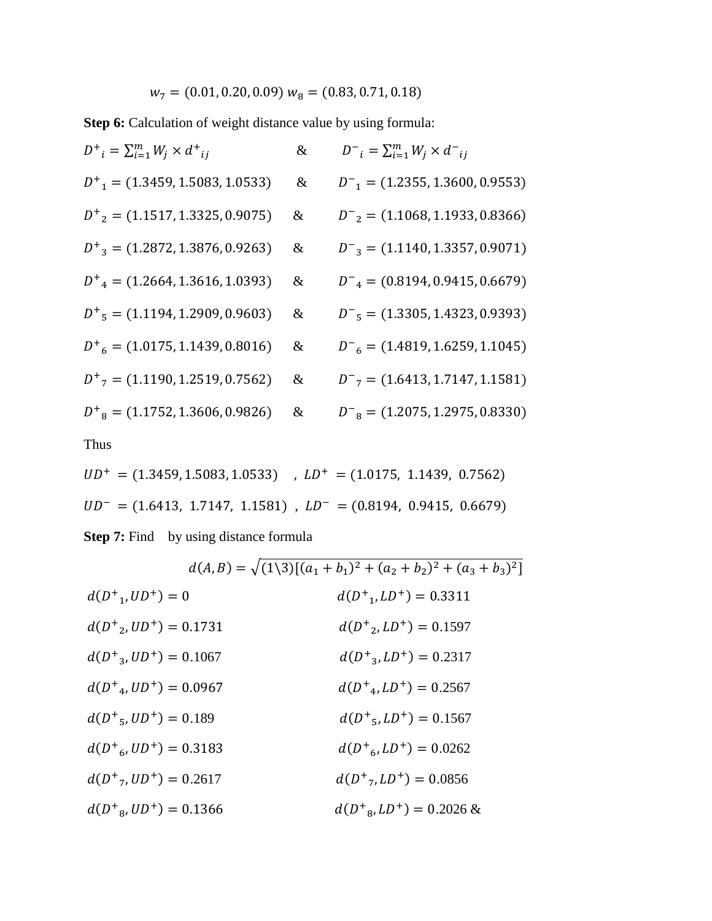$w_7 = (0.01, 0.20, 0.09)$ $w_8 = (0.83, 0.71, 0.18)$

**Step 6:** Calculation of weight distance value by using formula:

$D^+{}_i = \sum_{i=1}^{m} W_j \times d^+{}_{ij}$ & $D^-{}_i = \sum_{i=1}^{m} W_j \times d^-{}_{ij}$

$D^+{}_1 = (1.3459, 1.5083, 1.0533)$ & $D^-{}_1 = (1.2355, 1.3600, 0.9553)$

$D^+{}_2 = (1.1517, 1.3325, 0.9075)$ & $D^-{}_2 = (1.1068, 1.1933, 0.8366)$

$D^+{}_3 = (1.2872, 1.3876, 0.9263)$ & $D^-{}_3 = (1.1140, 1.3357, 0.9071)$

$D^+{}_4 = (1.2664, 1.3616, 1.0393)$ & $D^-{}_4 = (0.8194, 0.9415, 0.6679)$

$D^+{}_5 = (1.1194, 1.2909, 0.9603)$ & $D^-{}_5 = (1.3305, 1.4323, 0.9393)$

$D^+{}_6 = (1.0175, 1.1439, 0.8016)$ & $D^-{}_6 = (1.4819, 1.6259, 1.1045)$

$D^+{}_7 = (1.1190, 1.2519, 0.7562)$ & $D^-{}_7 = (1.6413, 1.7147, 1.1581)$

$D^+{}_8 = (1.1752, 1.3606, 0.9826)$ & $D^-{}_8 = (1.2075, 1.2975, 0.8330)$

Thus

$UD^+ = (1.3459, 1.5083, 1.0533)$ , $LD^+ = (1.0175, 1.1439, 0.7562)$

$UD^- = (1.6413, 1.7147, 1.1581)$ , $LD^- = (0.8194, 0.9415, 0.6679)$

**Step 7:** Find by using distance formula

$$d(A, B) = \sqrt{(1\backslash 3)[(a_1 + b_1)^2 + (a_2 + b_2)^2 + (a_3 + b_3)^2]}$$

$d(D^+{}_1, UD^+) = 0$ $d(D^+{}_1, LD^+) = 0.3311$

$d(D^+{}_2, UD^+) = 0.1731$ $d(D^+{}_2, LD^+) = 0.1597$

$d(D^+{}_3, UD^+) = 0.1067$ $d(D^+{}_3, LD^+) = 0.2317$

$d(D^+{}_4, UD^+) = 0.0967$ $d(D^+{}_4, LD^+) = 0.2567$

$d(D^+{}_5, UD^+) = 0.189$ $d(D^+{}_5, LD^+) = 0.1567$

$d(D^+{}_6, UD^+) = 0.3183$ $d(D^+{}_6, LD^+) = 0.0262$

$d(D^+{}_7, UD^+) = 0.2617$ $d(D^+{}_7, LD^+) = 0.0856$

$d(D^+{}_8, UD^+) = 0.1366$ $d(D^+{}_8, LD^+) = 0.2026$ &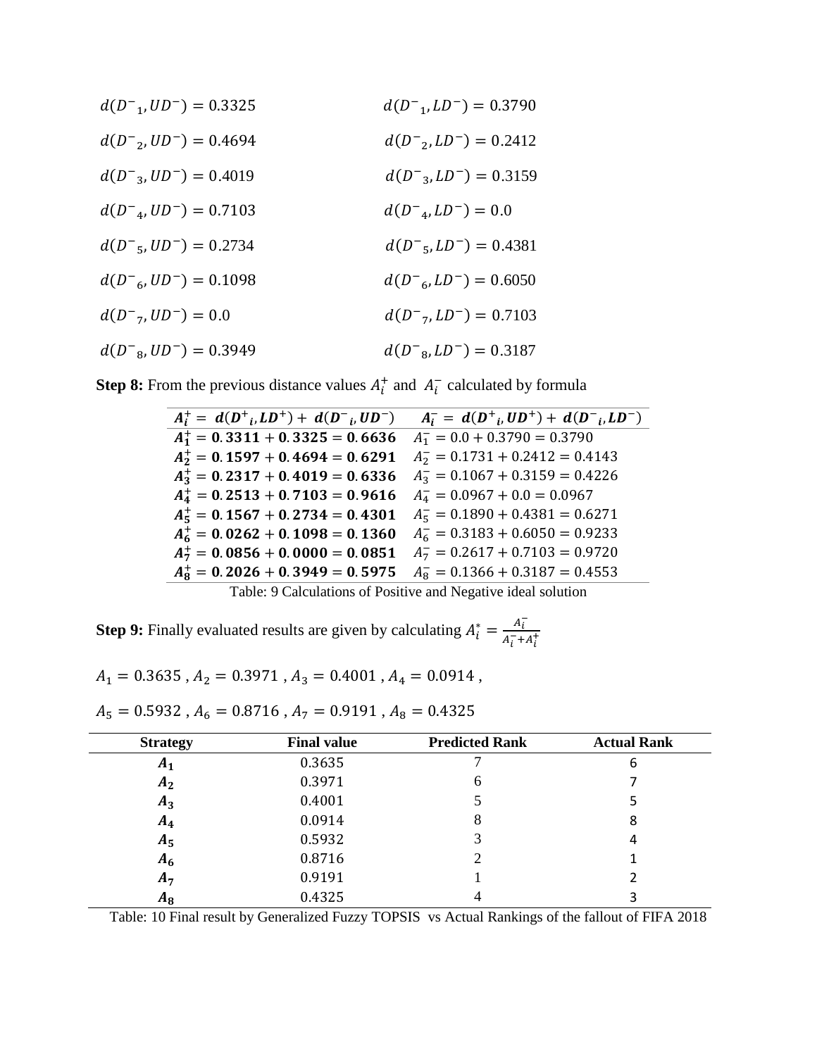$d(D^{-}_{1}, UD^{-}) = 0.3325$ $\quad$ $d(D^{-}_{1}, LD^{-}) = 0.3790$

$d(D^{-}_{2}, UD^{-}) = 0.4694$ $\quad$ $d(D^{-}_{2}, LD^{-}) = 0.2412$

$d(D^{-}_{3}, UD^{-}) = 0.4019$ $\quad$ $d(D^{-}_{3}, LD^{-}) = 0.3159$

$d(D^{-}_{4}, UD^{-}) = 0.7103$ $\quad$ $d(D^{-}_{4}, LD^{-}) = 0.0$

$d(D^{-}_{5}, UD^{-}) = 0.2734$ $\quad$ $d(D^{-}_{5}, LD^{-}) = 0.4381$

$d(D^{-}_{6}, UD^{-}) = 0.1098$ $\quad$ $d(D^{-}_{6}, LD^{-}) = 0.6050$

$d(D^{-}_{7}, UD^{-}) = 0.0$ $\quad$ $d(D^{-}_{7}, LD^{-}) = 0.7103$

$d(D^{-}_{8}, UD^{-}) = 0.3949$ $\quad$ $d(D^{-}_{8}, LD^{-}) = 0.3187$

**Step 8:** From the previous distance values $A_i^+$ and $A_i^-$ calculated by formula

| $A_i^+ = d(D^+{}_i, LD^+) + d(D^-{}_i, UD^-)$ | $A_i^- = d(D^+{}_i, UD^+) + d(D^-{}_i, LD^-)$ |
|---|---|
| $A_1^+ = 0.3311 + 0.3325 = 0.6636$ | $A_1^- = 0.0 + 0.3790 = 0.3790$ |
| $A_2^+ = 0.1597 + 0.4694 = 0.6291$ | $A_2^- = 0.1731 + 0.2412 = 0.4143$ |
| $A_3^+ = 0.2317 + 0.4019 = 0.6336$ | $A_3^- = 0.1067 + 0.3159 = 0.4226$ |
| $A_4^+ = 0.2513 + 0.7103 = 0.9616$ | $A_4^- = 0.0967 + 0.0 = 0.0967$ |
| $A_5^+ = 0.1567 + 0.2734 = 0.4301$ | $A_5^- = 0.1890 + 0.4381 = 0.6271$ |
| $A_6^+ = 0.0262 + 0.1098 = 0.1360$ | $A_6^- = 0.3183 + 0.6050 = 0.9233$ |
| $A_7^+ = 0.0856 + 0.0000 = 0.0851$ | $A_7^- = 0.2617 + 0.7103 = 0.9720$ |
| $A_8^+ = 0.2026 + 0.3949 = 0.5975$ | $A_8^- = 0.1366 + 0.3187 = 0.4553$ |

Table: 9 Calculations of Positive and Negative ideal solution

**Step 9:** Finally evaluated results are given by calculating $A_i^* = \frac{A_i^-}{A_i^- + A_i^+}$

$A_1 = 0.3635$ , $A_2 = 0.3971$ , $A_3 = 0.4001$ , $A_4 = 0.0914$ ,

$A_5 = 0.5932$ , $A_6 = 0.8716$ , $A_7 = 0.9191$ , $A_8 = 0.4325$

| Strategy | Final value | Predicted Rank | Actual Rank |
|---|---|---|---|
| $A_1$ | 0.3635 | 7 | 6 |
| $A_2$ | 0.3971 | 6 | 7 |
| $A_3$ | 0.4001 | 5 | 5 |
| $A_4$ | 0.0914 | 8 | 8 |
| $A_5$ | 0.5932 | 3 | 4 |
| $A_6$ | 0.8716 | 2 | 1 |
| $A_7$ | 0.9191 | 1 | 2 |
| $A_8$ | 0.4325 | 4 | 3 |

Table: 10 Final result by Generalized Fuzzy TOPSIS vs Actual Rankings of the fallout of FIFA 2018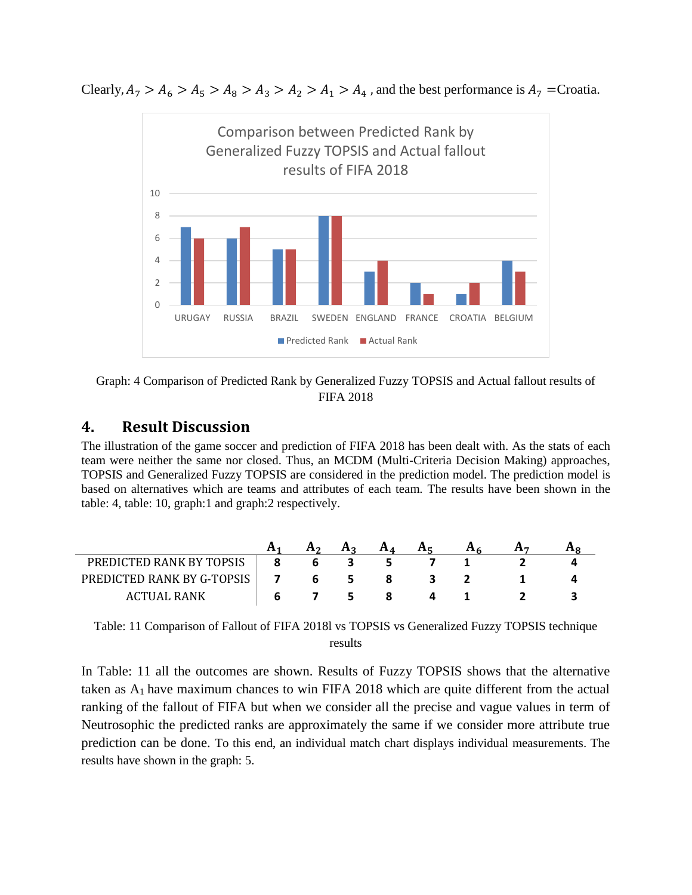Clearly, $A_7 > A_6 > A_5 > A_8 > A_3 > A_2 > A_1 > A_4$ , and the best performance is $A_7$ =Croatia.

Graph: 4 Comparison of Predicted Rank by Generalized Fuzzy TOPSIS and Actual fallout results of FIFA 2018

## 4. Result Discussion

The illustration of the game soccer and prediction of FIFA 2018 has been dealt with. As the stats of each team were neither the same nor closed. Thus, an MCDM (Multi-Criteria Decision Making) approaches, TOPSIS and Generalized Fuzzy TOPSIS are considered in the prediction model. The prediction model is based on alternatives which are teams and attributes of each team. The results have been shown in the table: 4, table: 10, graph:1 and graph:2 respectively.

| | $A_1$ | $A_2$ | $A_3$ | $A_4$ | $A_5$ | $A_6$ | $A_7$ | $A_8$ |
|---|---|---|---|---|---|---|---|---|
| PREDICTED RANK BY TOPSIS | 8 | 6 | 3 | 5 | 7 | 1 | 2 | 4 |
| PREDICTED RANK BY G-TOPSIS | 7 | 6 | 5 | 8 | 3 | 2 | 1 | 4 |
| ACTUAL RANK | 6 | 7 | 5 | 8 | 4 | 1 | 2 | 3 |

Table: 11 Comparison of Fallout of FIFA 2018l vs TOPSIS vs Generalized Fuzzy TOPSIS technique results

In Table: 11 all the outcomes are shown. Results of Fuzzy TOPSIS shows that the alternative taken as $A_1$ have maximum chances to win FIFA 2018 which are quite different from the actual ranking of the fallout of FIFA but when we consider all the precise and vague values in term of Neutrosophic the predicted ranks are approximately the same if we consider more attribute true prediction can be done. To this end, an individual match chart displays individual measurements. The results have shown in the graph: 5.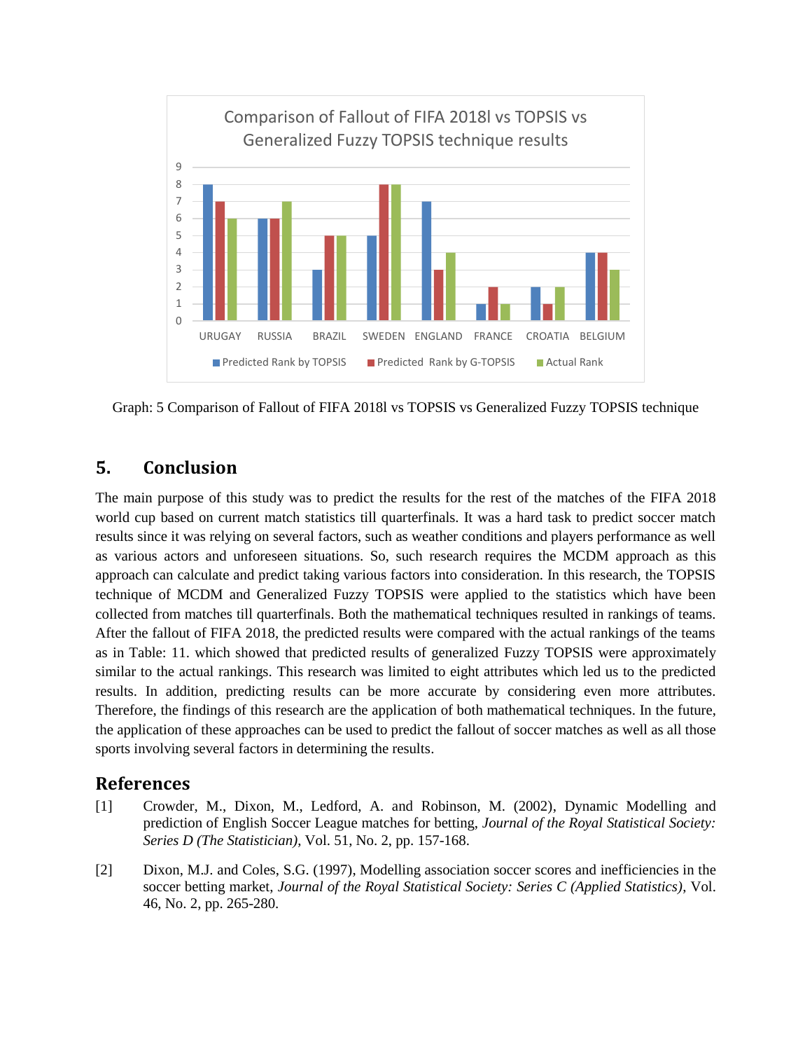Graph: 5 Comparison of Fallout of FIFA 2018l vs TOPSIS vs Generalized Fuzzy TOPSIS technique

## 5. Conclusion

The main purpose of this study was to predict the results for the rest of the matches of the FIFA 2018 world cup based on current match statistics till quarterfinals. It was a hard task to predict soccer match results since it was relying on several factors, such as weather conditions and players performance as well as various actors and unforeseen situations. So, such research requires the MCDM approach as this approach can calculate and predict taking various factors into consideration. In this research, the TOPSIS technique of MCDM and Generalized Fuzzy TOPSIS were applied to the statistics which have been collected from matches till quarterfinals. Both the mathematical techniques resulted in rankings of teams. After the fallout of FIFA 2018, the predicted results were compared with the actual rankings of the teams as in Table: 11. which showed that predicted results of generalized Fuzzy TOPSIS were approximately similar to the actual rankings. This research was limited to eight attributes which led us to the predicted results. In addition, predicting results can be more accurate by considering even more attributes. Therefore, the findings of this research are the application of both mathematical techniques. In the future, the application of these approaches can be used to predict the fallout of soccer matches as well as all those sports involving several factors in determining the results.

## References

[1] Crowder, M., Dixon, M., Ledford, A. and Robinson, M. (2002), Dynamic Modelling and prediction of English Soccer League matches for betting, *Journal of the Royal Statistical Society: Series D (The Statistician)*, Vol. 51, No. 2, pp. 157-168.

[2] Dixon, M.J. and Coles, S.G. (1997), Modelling association soccer scores and inefficiencies in the soccer betting market, *Journal of the Royal Statistical Society: Series C (Applied Statistics)*, Vol. 46, No. 2, pp. 265-280.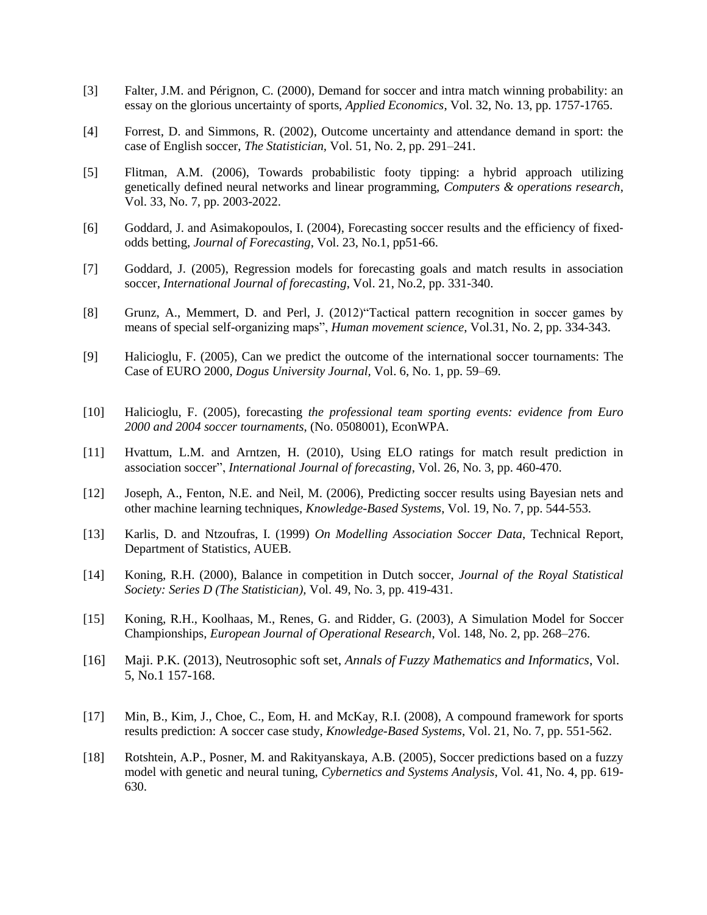[3] Falter, J.M. and Pérignon, C. (2000), Demand for soccer and intra match winning probability: an essay on the glorious uncertainty of sports, *Applied Economics*, Vol. 32, No. 13, pp. 1757-1765.

[4] Forrest, D. and Simmons, R. (2002), Outcome uncertainty and attendance demand in sport: the case of English soccer, *The Statistician*, Vol. 51, No. 2, pp. 291–241.

[5] Flitman, A.M. (2006), Towards probabilistic footy tipping: a hybrid approach utilizing genetically defined neural networks and linear programming, *Computers & operations research*, Vol. 33, No. 7, pp. 2003-2022.

[6] Goddard, J. and Asimakopoulos, I. (2004), Forecasting soccer results and the efficiency of fixed-odds betting, *Journal of Forecasting*, Vol. 23, No.1, pp51-66.

[7] Goddard, J. (2005), Regression models for forecasting goals and match results in association soccer, *International Journal of forecasting*, Vol. 21, No.2, pp. 331-340.

[8] Grunz, A., Memmert, D. and Perl, J. (2012)"Tactical pattern recognition in soccer games by means of special self-organizing maps", *Human movement science*, Vol.31, No. 2, pp. 334-343.

[9] Halicioglu, F. (2005), Can we predict the outcome of the international soccer tournaments: The Case of EURO 2000, *Dogus University Journal*, Vol. 6, No. 1, pp. 59–69.

[10] Halicioglu, F. (2005), forecasting *the professional team sporting events: evidence from Euro 2000 and 2004 soccer tournaments*, (No. 0508001), EconWPA.

[11] Hvattum, L.M. and Arntzen, H. (2010), Using ELO ratings for match result prediction in association soccer", *International Journal of forecasting*, Vol. 26, No. 3, pp. 460-470.

[12] Joseph, A., Fenton, N.E. and Neil, M. (2006), Predicting soccer results using Bayesian nets and other machine learning techniques, *Knowledge-Based Systems*, Vol. 19, No. 7, pp. 544-553.

[13] Karlis, D. and Ntzoufras, I. (1999) *On Modelling Association Soccer Data*, Technical Report, Department of Statistics, AUEB.

[14] Koning, R.H. (2000), Balance in competition in Dutch soccer, *Journal of the Royal Statistical Society: Series D (The Statistician)*, Vol. 49, No. 3, pp. 419-431.

[15] Koning, R.H., Koolhaas, M., Renes, G. and Ridder, G. (2003), A Simulation Model for Soccer Championships, *European Journal of Operational Research*, Vol. 148, No. 2, pp. 268–276.

[16] Maji. P.K. (2013), Neutrosophic soft set, *Annals of Fuzzy Mathematics and Informatics*, Vol. 5, No.1 157-168.

[17] Min, B., Kim, J., Choe, C., Eom, H. and McKay, R.I. (2008), A compound framework for sports results prediction: A soccer case study, *Knowledge-Based Systems*, Vol. 21, No. 7, pp. 551-562.

[18] Rotshtein, A.P., Posner, M. and Rakityanskaya, A.B. (2005), Soccer predictions based on a fuzzy model with genetic and neural tuning, *Cybernetics and Systems Analysis*, Vol. 41, No. 4, pp. 619-630.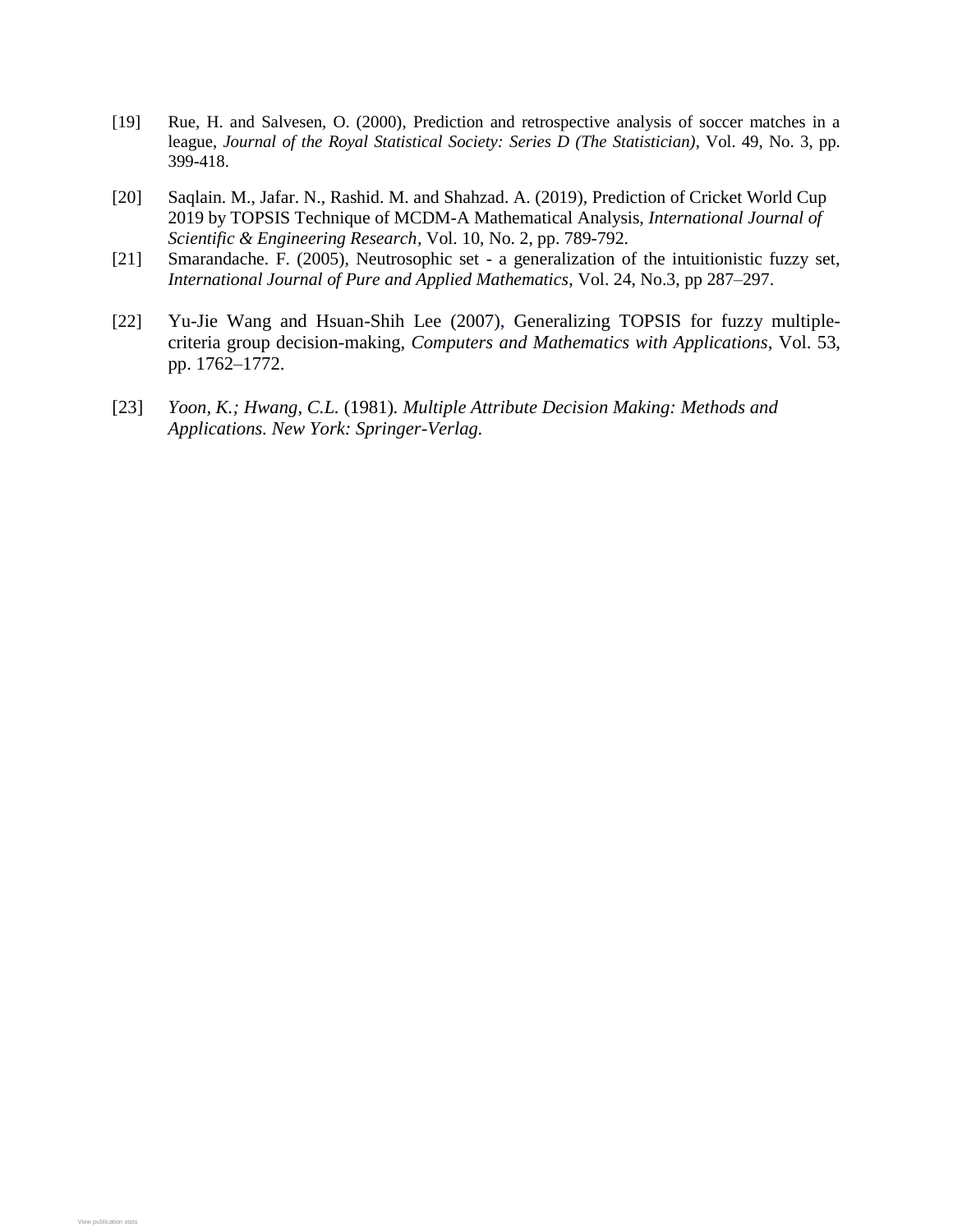[19] Rue, H. and Salvesen, O. (2000), Prediction and retrospective analysis of soccer matches in a league, *Journal of the Royal Statistical Society: Series D (The Statistician)*, Vol. 49, No. 3, pp. 399-418.

[20] Saqlain. M., Jafar. N., Rashid. M. and Shahzad. A. (2019), Prediction of Cricket World Cup 2019 by TOPSIS Technique of MCDM-A Mathematical Analysis, *International Journal of Scientific & Engineering Research*, Vol. 10, No. 2, pp. 789-792.

[21] Smarandache. F. (2005), Neutrosophic set - a generalization of the intuitionistic fuzzy set, *International Journal of Pure and Applied Mathematics*, Vol. 24, No.3, pp 287–297.

[22] Yu-Jie Wang and Hsuan-Shih Lee (2007), Generalizing TOPSIS for fuzzy multiple-criteria group decision-making, *Computers and Mathematics with Applications*, Vol. 53, pp. 1762–1772.

[23] *Yoon, K.; Hwang, C.L.* (1981)*. Multiple Attribute Decision Making: Methods and Applications. New York: Springer-Verlag.*